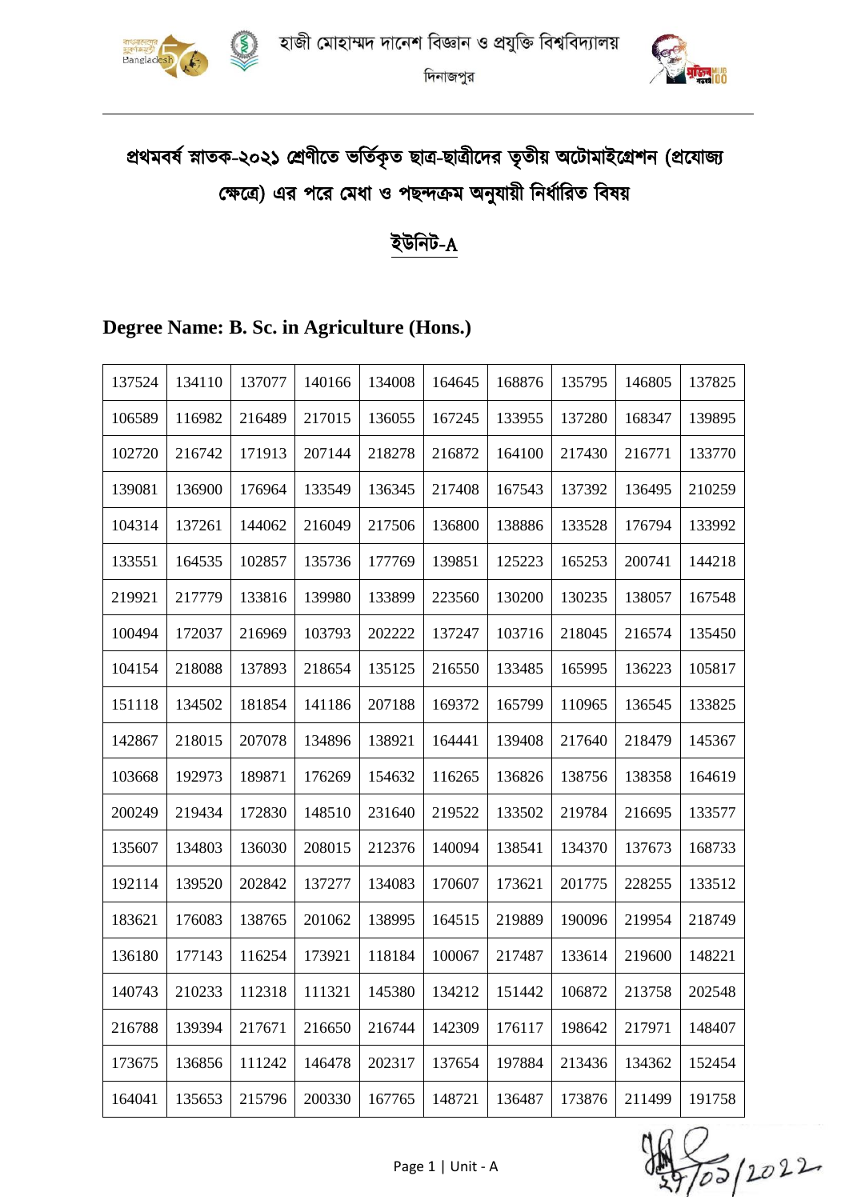হাজী মোহাম্মদ দানেশ বিজ্ঞান ও প্রযুক্তি বিশ্ববিদ্যালয়

দিনাজপুর

# প্রথমবর্ষ স্নাতক-২০২১ শ্রেণীতে ভর্তিকৃত ছাত্র-ছাত্রীদের তৃতীয় অটোমাইগ্রেশন (প্রযোজ্য ক্ষেত্রে) এর পরে মেধা ও পছন্দক্রম অনুযায়ী নির্ধারিত বিষয়

## ইউনিট-A

### Degree Name: B. Sc. in Agriculture (Hons.)

| | | | | | | | | | |
|---|---|---|---|---|---|---|---|---|---|
| 137524 | 134110 | 137077 | 140166 | 134008 | 164645 | 168876 | 135795 | 146805 | 137825 |
| 106589 | 116982 | 216489 | 217015 | 136055 | 167245 | 133955 | 137280 | 168347 | 139895 |
| 102720 | 216742 | 171913 | 207144 | 218278 | 216872 | 164100 | 217430 | 216771 | 133770 |
| 139081 | 136900 | 176964 | 133549 | 136345 | 217408 | 167543 | 137392 | 136495 | 210259 |
| 104314 | 137261 | 144062 | 216049 | 217506 | 136800 | 138886 | 133528 | 176794 | 133992 |
| 133551 | 164535 | 102857 | 135736 | 177769 | 139851 | 125223 | 165253 | 200741 | 144218 |
| 219921 | 217779 | 133816 | 139980 | 133899 | 223560 | 130200 | 130235 | 138057 | 167548 |
| 100494 | 172037 | 216969 | 103793 | 202222 | 137247 | 103716 | 218045 | 216574 | 135450 |
| 104154 | 218088 | 137893 | 218654 | 135125 | 216550 | 133485 | 165995 | 136223 | 105817 |
| 151118 | 134502 | 181854 | 141186 | 207188 | 169372 | 165799 | 110965 | 136545 | 133825 |
| 142867 | 218015 | 207078 | 134896 | 138921 | 164441 | 139408 | 217640 | 218479 | 145367 |
| 103668 | 192973 | 189871 | 176269 | 154632 | 116265 | 136826 | 138756 | 138358 | 164619 |
| 200249 | 219434 | 172830 | 148510 | 231640 | 219522 | 133502 | 219784 | 216695 | 133577 |
| 135607 | 134803 | 136030 | 208015 | 212376 | 140094 | 138541 | 134370 | 137673 | 168733 |
| 192114 | 139520 | 202842 | 137277 | 134083 | 170607 | 173621 | 201775 | 228255 | 133512 |
| 183621 | 176083 | 138765 | 201062 | 138995 | 164515 | 219889 | 190096 | 219954 | 218749 |
| 136180 | 177143 | 116254 | 173921 | 118184 | 100067 | 217487 | 133614 | 219600 | 148221 |
| 140743 | 210233 | 112318 | 111321 | 145380 | 134212 | 151442 | 106872 | 213758 | 202548 |
| 216788 | 139394 | 217671 | 216650 | 216744 | 142309 | 176117 | 198642 | 217971 | 148407 |
| 173675 | 136856 | 111242 | 146478 | 202317 | 137654 | 197884 | 213436 | 134362 | 152454 |
| 164041 | 135653 | 215796 | 200330 | 167765 | 148721 | 136487 | 173876 | 211499 | 191758 |

২৭/০৩/2022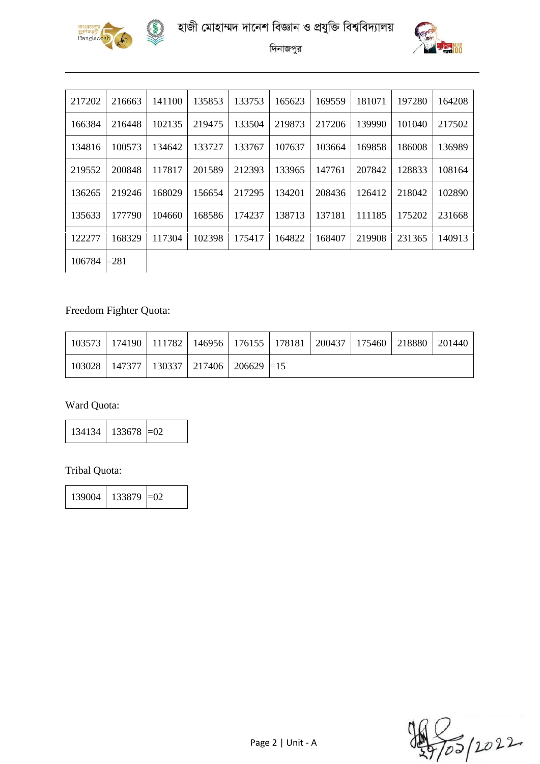| 217202 | 216663 | 141100 | 135853 | 133753 | 165623 | 169559 | 181071 | 197280 | 164208 |
|---|---|---|---|---|---|---|---|---|---|
| 166384 | 216448 | 102135 | 219475 | 133504 | 219873 | 217206 | 139990 | 101040 | 217502 |
| 134816 | 100573 | 134642 | 133727 | 133767 | 107637 | 103664 | 169858 | 186008 | 136989 |
| 219552 | 200848 | 117817 | 201589 | 212393 | 133965 | 147761 | 207842 | 128833 | 108164 |
| 136265 | 219246 | 168029 | 156654 | 217295 | 134201 | 208436 | 126412 | 218042 | 102890 |
| 135633 | 177790 | 104660 | 168586 | 174237 | 138713 | 137181 | 111185 | 175202 | 231668 |
| 122277 | 168329 | 117304 | 102398 | 175417 | 164822 | 168407 | 219908 | 231365 | 140913 |
| 106784 | =281 | | | | | | | | |

Freedom Fighter Quota:

| 103573 | 174190 | 111782 | 146956 | 176155 | 178181 | 200437 | 175460 | 218880 | 201440 |
|---|---|---|---|---|---|---|---|---|---|
| 103028 | 147377 | 130337 | 217406 | 206629 | =15 | | | | |

Ward Quota:

| 134134 | 133678 | =02 |
|---|---|---|

Tribal Quota:

| 139004 | 133879 | =02 |
|---|---|---|

27/02/2022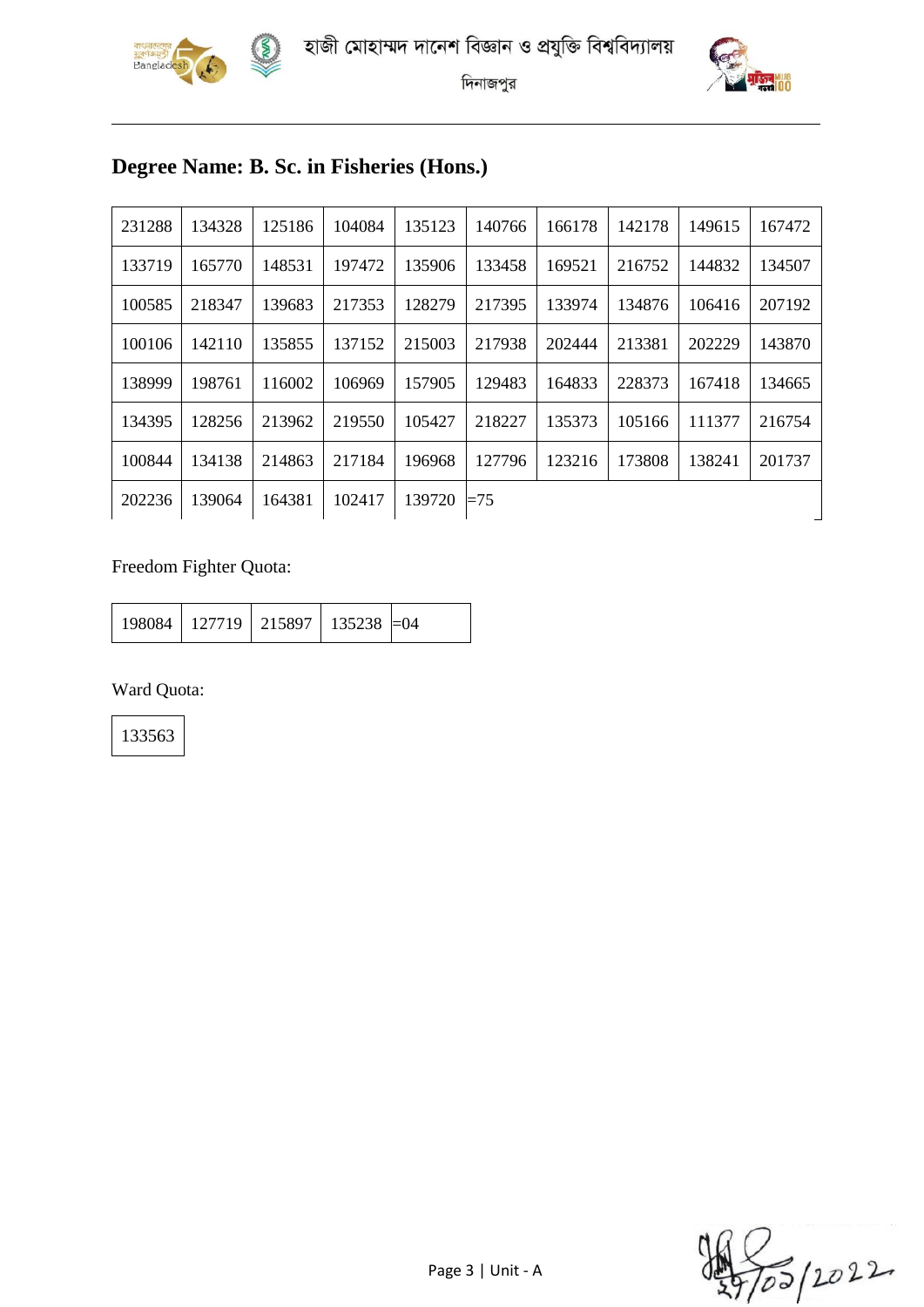হাজী মোহাম্মদ দানেশ বিজ্ঞান ও প্রযুক্তি বিশ্ববিদ্যালয়

দিনাজপুর

## Degree Name: B. Sc. in Fisheries (Hons.)

| | | | | | | | | | |
|---|---|---|---|---|---|---|---|---|---|
| 231288 | 134328 | 125186 | 104084 | 135123 | 140766 | 166178 | 142178 | 149615 | 167472 |
| 133719 | 165770 | 148531 | 197472 | 135906 | 133458 | 169521 | 216752 | 144832 | 134507 |
| 100585 | 218347 | 139683 | 217353 | 128279 | 217395 | 133974 | 134876 | 106416 | 207192 |
| 100106 | 142110 | 135855 | 137152 | 215003 | 217938 | 202444 | 213381 | 202229 | 143870 |
| 138999 | 198761 | 116002 | 106969 | 157905 | 129483 | 164833 | 228373 | 167418 | 134665 |
| 134395 | 128256 | 213962 | 219550 | 105427 | 218227 | 135373 | 105166 | 111377 | 216754 |
| 100844 | 134138 | 214863 | 217184 | 196968 | 127796 | 123216 | 173808 | 138241 | 201737 |
| 202236 | 139064 | 164381 | 102417 | 139720 | =75 | | | | |

Freedom Fighter Quota:

| | | | | |
|---|---|---|---|---|
| 198084 | 127719 | 215897 | 135238 | =04 |

Ward Quota:

| |
|---|
| 133563 |

27/03/2022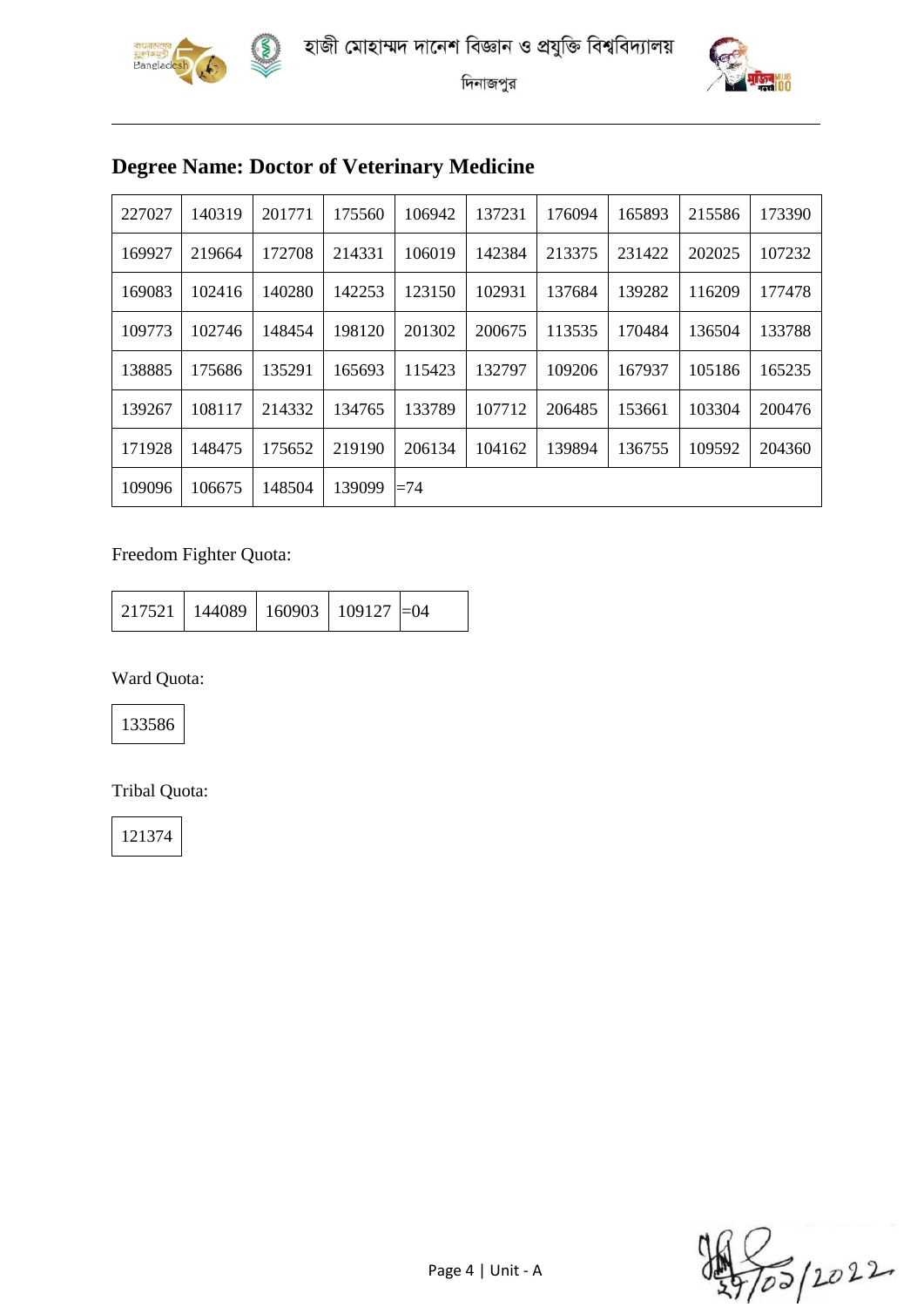## Degree Name: Doctor of Veterinary Medicine

| | | | | | | | | | |
|---|---|---|---|---|---|---|---|---|---|
| 227027 | 140319 | 201771 | 175560 | 106942 | 137231 | 176094 | 165893 | 215586 | 173390 |
| 169927 | 219664 | 172708 | 214331 | 106019 | 142384 | 213375 | 231422 | 202025 | 107232 |
| 169083 | 102416 | 140280 | 142253 | 123150 | 102931 | 137684 | 139282 | 116209 | 177478 |
| 109773 | 102746 | 148454 | 198120 | 201302 | 200675 | 113535 | 170484 | 136504 | 133788 |
| 138885 | 175686 | 135291 | 165693 | 115423 | 132797 | 109206 | 167937 | 105186 | 165235 |
| 139267 | 108117 | 214332 | 134765 | 133789 | 107712 | 206485 | 153661 | 103304 | 200476 |
| 171928 | 148475 | 175652 | 219190 | 206134 | 104162 | 139894 | 136755 | 109592 | 204360 |
| 109096 | 106675 | 148504 | 139099 | =74 | | | | | |

Freedom Fighter Quota:

| | | | | |
|---|---|---|---|---|
| 217521 | 144089 | 160903 | 109127 | =04 |

Ward Quota:

| |
|---|
| 133586 |

Tribal Quota:

| |
|---|
| 121374 |

27/03/2022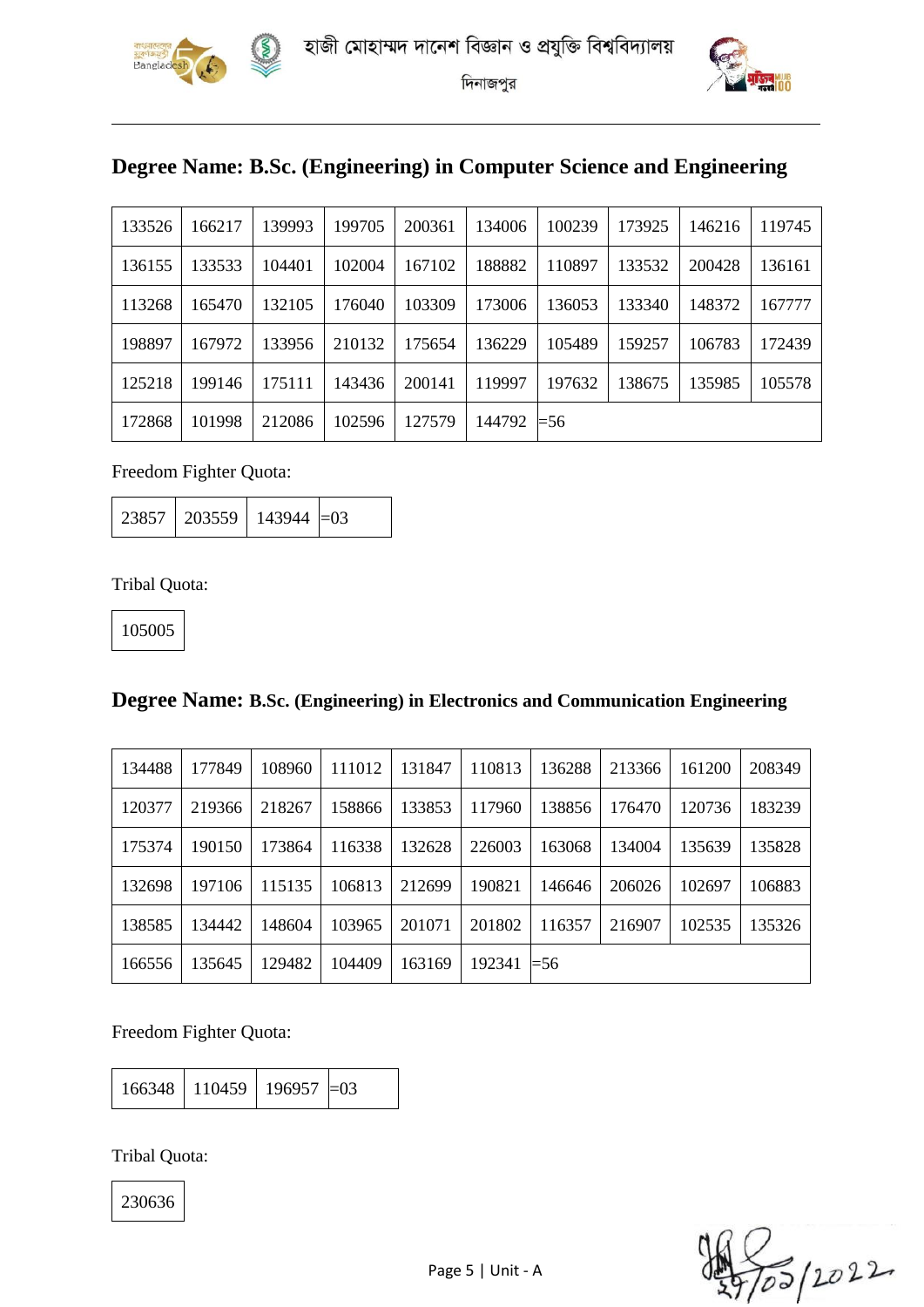## Degree Name: B.Sc. (Engineering) in Computer Science and Engineering

| | | | | | | | | | |
|---|---|---|---|---|---|---|---|---|---|
| 133526 | 166217 | 139993 | 199705 | 200361 | 134006 | 100239 | 173925 | 146216 | 119745 |
| 136155 | 133533 | 104401 | 102004 | 167102 | 188882 | 110897 | 133532 | 200428 | 136161 |
| 113268 | 165470 | 132105 | 176040 | 103309 | 173006 | 136053 | 133340 | 148372 | 167777 |
| 198897 | 167972 | 133956 | 210132 | 175654 | 136229 | 105489 | 159257 | 106783 | 172439 |
| 125218 | 199146 | 175111 | 143436 | 200141 | 119997 | 197632 | 138675 | 135985 | 105578 |
| 172868 | 101998 | 212086 | 102596 | 127579 | 144792 | =56 | | | |

Freedom Fighter Quota:

| | | | |
|---|---|---|---|
| 23857 | 203559 | 143944 | =03 |

Tribal Quota:

| |
|---|
| 105005 |

## Degree Name: B.Sc. (Engineering) in Electronics and Communication Engineering

| | | | | | | | | | |
|---|---|---|---|---|---|---|---|---|---|
| 134488 | 177849 | 108960 | 111012 | 131847 | 110813 | 136288 | 213366 | 161200 | 208349 |
| 120377 | 219366 | 218267 | 158866 | 133853 | 117960 | 138856 | 176470 | 120736 | 183239 |
| 175374 | 190150 | 173864 | 116338 | 132628 | 226003 | 163068 | 134004 | 135639 | 135828 |
| 132698 | 197106 | 115135 | 106813 | 212699 | 190821 | 146646 | 206026 | 102697 | 106883 |
| 138585 | 134442 | 148604 | 103965 | 201071 | 201802 | 116357 | 216907 | 102535 | 135326 |
| 166556 | 135645 | 129482 | 104409 | 163169 | 192341 | =56 | | | |

Freedom Fighter Quota:

| | | | |
|---|---|---|---|
| 166348 | 110459 | 196957 | =03 |

Tribal Quota:

| |
|---|
| 230636 |

27/02/2022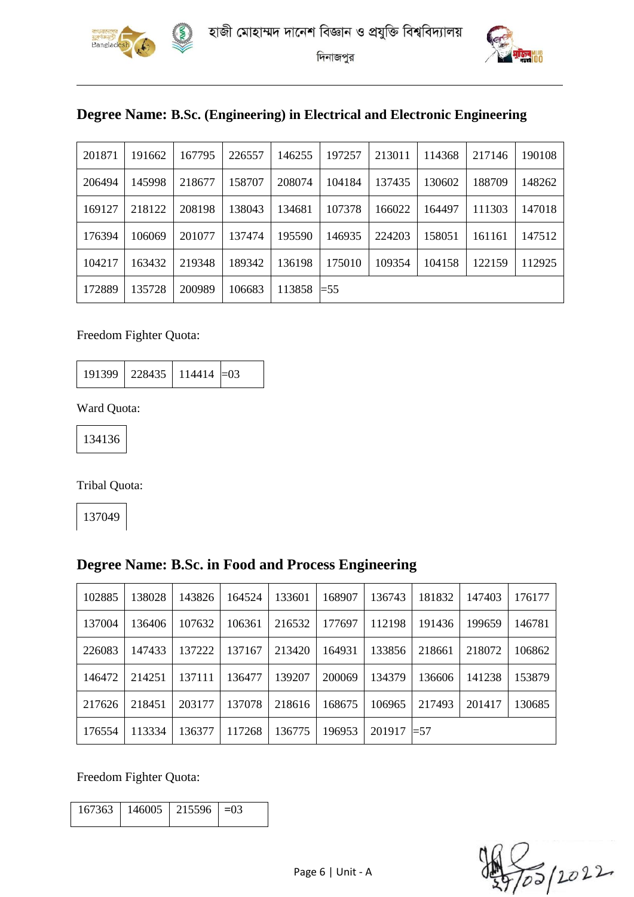## Degree Name: B.Sc. (Engineering) in Electrical and Electronic Engineering

| | | | | | | | | | |
|---|---|---|---|---|---|---|---|---|---|
| 201871 | 191662 | 167795 | 226557 | 146255 | 197257 | 213011 | 114368 | 217146 | 190108 |
| 206494 | 145998 | 218677 | 158707 | 208074 | 104184 | 137435 | 130602 | 188709 | 148262 |
| 169127 | 218122 | 208198 | 138043 | 134681 | 107378 | 166022 | 164497 | 111303 | 147018 |
| 176394 | 106069 | 201077 | 137474 | 195590 | 146935 | 224203 | 158051 | 161161 | 147512 |
| 104217 | 163432 | 219348 | 189342 | 136198 | 175010 | 109354 | 104158 | 122159 | 112925 |
| 172889 | 135728 | 200989 | 106683 | 113858 | =55 | | | | |

Freedom Fighter Quota:

| | | | |
|---|---|---|---|
| 191399 | 228435 | 114414 | =03 |

Ward Quota:

| |
|---|
| 134136 |

Tribal Quota:

| |
|---|
| 137049 |

## Degree Name: B.Sc. in Food and Process Engineering

| | | | | | | | | | |
|---|---|---|---|---|---|---|---|---|---|
| 102885 | 138028 | 143826 | 164524 | 133601 | 168907 | 136743 | 181832 | 147403 | 176177 |
| 137004 | 136406 | 107632 | 106361 | 216532 | 177697 | 112198 | 191436 | 199659 | 146781 |
| 226083 | 147433 | 137222 | 137167 | 213420 | 164931 | 133856 | 218661 | 218072 | 106862 |
| 146472 | 214251 | 137111 | 136477 | 139207 | 200069 | 134379 | 136606 | 141238 | 153879 |
| 217626 | 218451 | 203177 | 137078 | 218616 | 168675 | 106965 | 217493 | 201417 | 130685 |
| 176554 | 113334 | 136377 | 117268 | 136775 | 196953 | 201917 | =57 | | |

Freedom Fighter Quota:

| | | | |
|---|---|---|---|
| 167363 | 146005 | 215596 | =03 |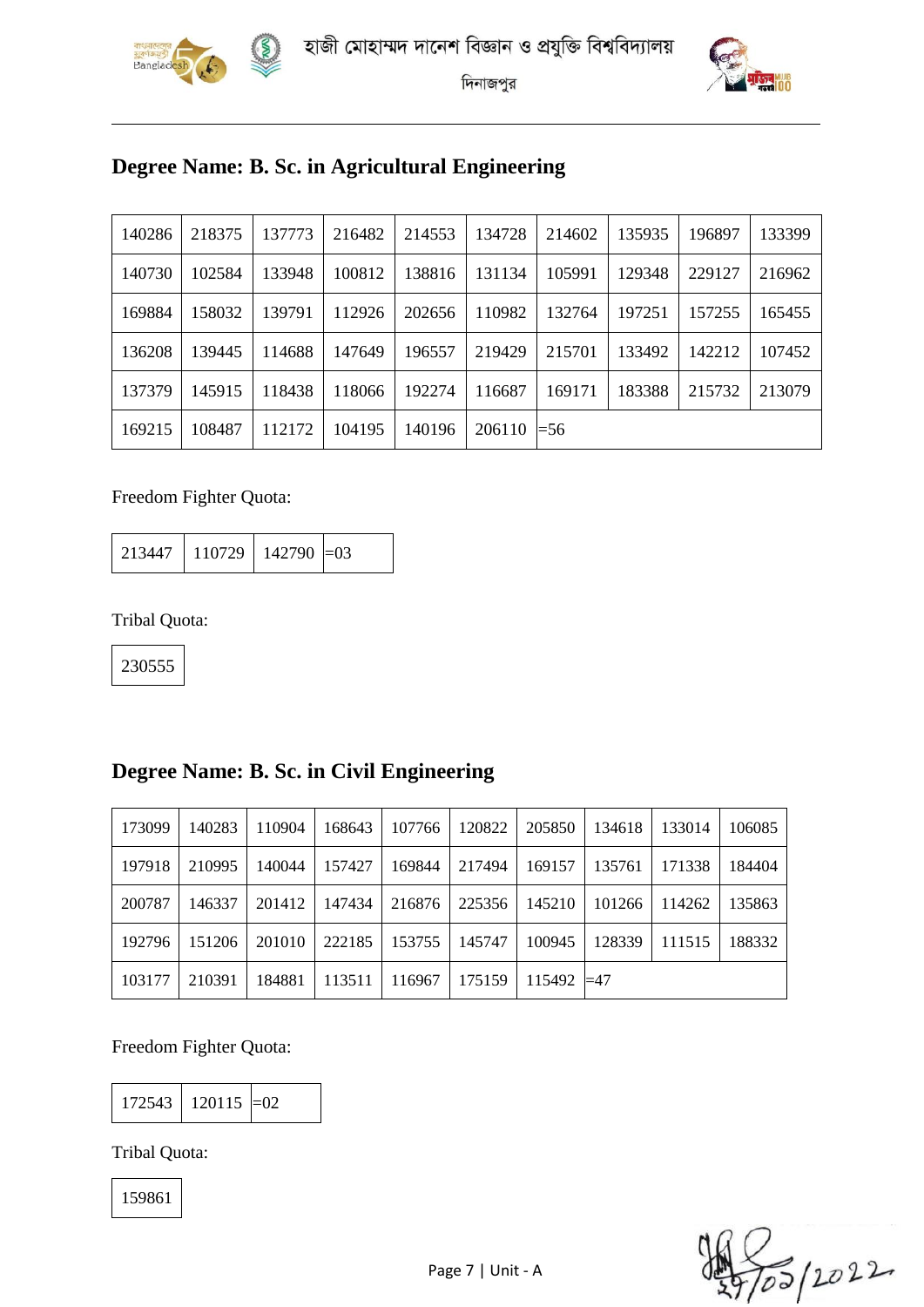হাজী মোহাম্মদ দানেশ বিজ্ঞান ও প্রযুক্তি বিশ্ববিদ্যালয়

দিনাজপুর

## Degree Name: B. Sc. in Agricultural Engineering

| | | | | | | | | | |
|---|---|---|---|---|---|---|---|---|---|
| 140286 | 218375 | 137773 | 216482 | 214553 | 134728 | 214602 | 135935 | 196897 | 133399 |
| 140730 | 102584 | 133948 | 100812 | 138816 | 131134 | 105991 | 129348 | 229127 | 216962 |
| 169884 | 158032 | 139791 | 112926 | 202656 | 110982 | 132764 | 197251 | 157255 | 165455 |
| 136208 | 139445 | 114688 | 147649 | 196557 | 219429 | 215701 | 133492 | 142212 | 107452 |
| 137379 | 145915 | 118438 | 118066 | 192274 | 116687 | 169171 | 183388 | 215732 | 213079 |
| 169215 | 108487 | 112172 | 104195 | 140196 | 206110 | =56 | | | |

Freedom Fighter Quota:

| | | | |
|---|---|---|---|
| 213447 | 110729 | 142790 | =03 |

Tribal Quota:

| |
|---|
| 230555 |

## Degree Name: B. Sc. in Civil Engineering

| | | | | | | | | | |
|---|---|---|---|---|---|---|---|---|---|
| 173099 | 140283 | 110904 | 168643 | 107766 | 120822 | 205850 | 134618 | 133014 | 106085 |
| 197918 | 210995 | 140044 | 157427 | 169844 | 217494 | 169157 | 135761 | 171338 | 184404 |
| 200787 | 146337 | 201412 | 147434 | 216876 | 225356 | 145210 | 101266 | 114262 | 135863 |
| 192796 | 151206 | 201010 | 222185 | 153755 | 145747 | 100945 | 128339 | 111515 | 188332 |
| 103177 | 210391 | 184881 | 113511 | 116967 | 175159 | 115492 | =47 | | |

Freedom Fighter Quota:

| | | |
|---|---|---|
| 172543 | 120115 | =02 |

Tribal Quota:

| |
|---|
| 159861 |

Page 7 | Unit - A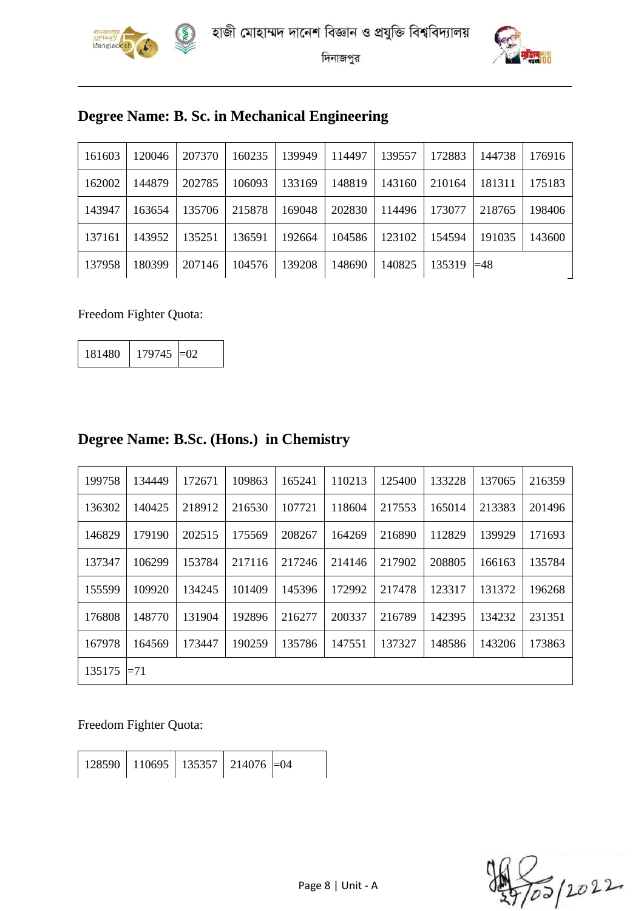## Degree Name: B. Sc. in Mechanical Engineering

| | | | | | | | | | |
|---|---|---|---|---|---|---|---|---|---|
| 161603 | 120046 | 207370 | 160235 | 139949 | 114497 | 139557 | 172883 | 144738 | 176916 |
| 162002 | 144879 | 202785 | 106093 | 133169 | 148819 | 143160 | 210164 | 181311 | 175183 |
| 143947 | 163654 | 135706 | 215878 | 169048 | 202830 | 114496 | 173077 | 218765 | 198406 |
| 137161 | 143952 | 135251 | 136591 | 192664 | 104586 | 123102 | 154594 | 191035 | 143600 |
| 137958 | 180399 | 207146 | 104576 | 139208 | 148690 | 140825 | 135319 | =48 | |

Freedom Fighter Quota:

| | | |
|---|---|---|
| 181480 | 179745 | =02 |

## Degree Name: B.Sc. (Hons.) in Chemistry

| | | | | | | | | | |
|---|---|---|---|---|---|---|---|---|---|
| 199758 | 134449 | 172671 | 109863 | 165241 | 110213 | 125400 | 133228 | 137065 | 216359 |
| 136302 | 140425 | 218912 | 216530 | 107721 | 118604 | 217553 | 165014 | 213383 | 201496 |
| 146829 | 179190 | 202515 | 175569 | 208267 | 164269 | 216890 | 112829 | 139929 | 171693 |
| 137347 | 106299 | 153784 | 217116 | 217246 | 214146 | 217902 | 208805 | 166163 | 135784 |
| 155599 | 109920 | 134245 | 101409 | 145396 | 172992 | 217478 | 123317 | 131372 | 196268 |
| 176808 | 148770 | 131904 | 192896 | 216277 | 200337 | 216789 | 142395 | 134232 | 231351 |
| 167978 | 164569 | 173447 | 190259 | 135786 | 147551 | 137327 | 148586 | 143206 | 173863 |
| 135175 | =71 | | | | | | | | |

Freedom Fighter Quota:

| | | | | |
|---|---|---|---|---|
| 128590 | 110695 | 135357 | 214076 | =04 |

27/03/2022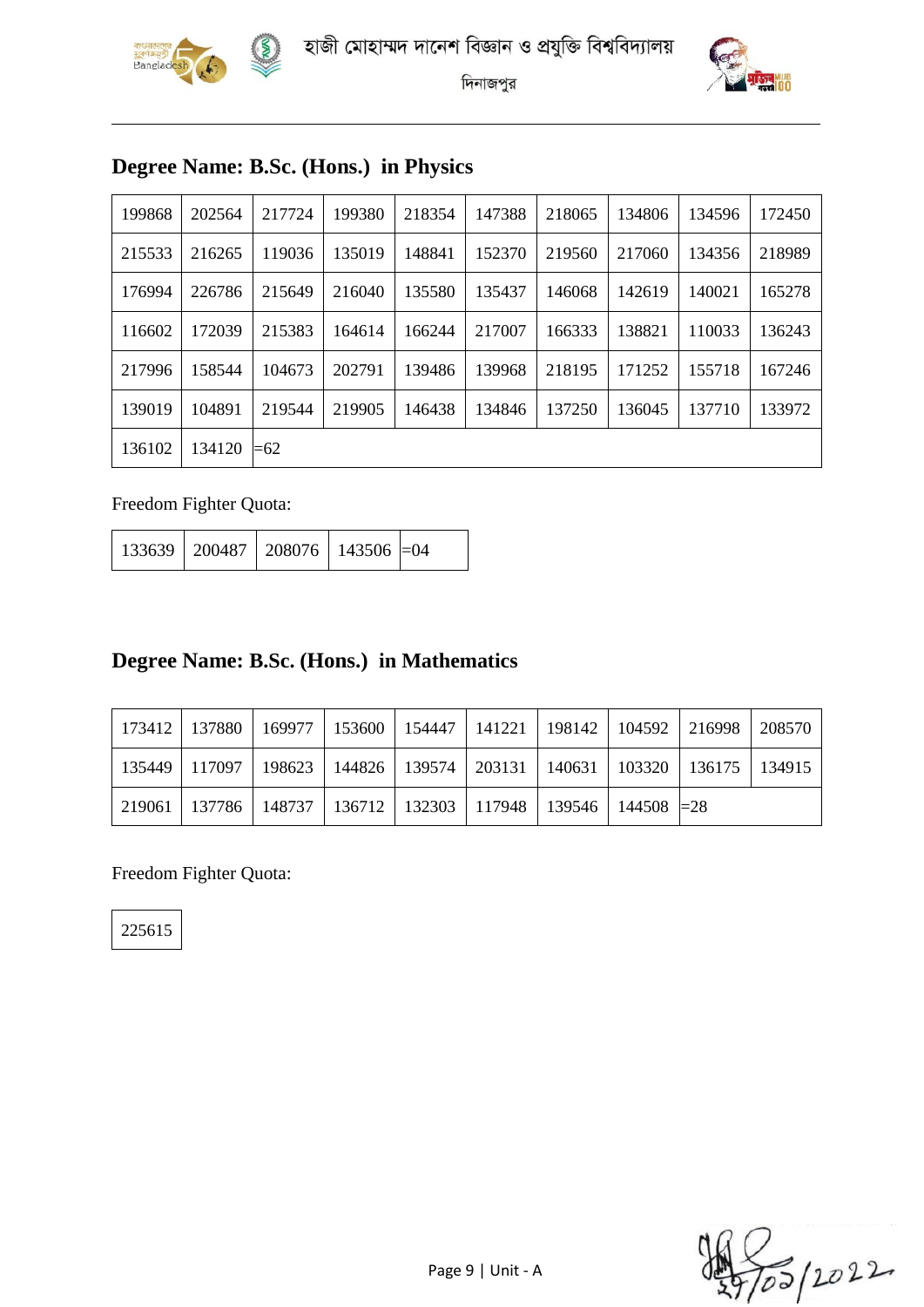হাজী মোহাম্মদ দানেশ বিজ্ঞান ও প্রযুক্তি বিশ্ববিদ্যালয়

দিনাজপুর

## Degree Name: B.Sc. (Hons.) in Physics

| | | | | | | | | | |
|---|---|---|---|---|---|---|---|---|---|
| 199868 | 202564 | 217724 | 199380 | 218354 | 147388 | 218065 | 134806 | 134596 | 172450 |
| 215533 | 216265 | 119036 | 135019 | 148841 | 152370 | 219560 | 217060 | 134356 | 218989 |
| 176994 | 226786 | 215649 | 216040 | 135580 | 135437 | 146068 | 142619 | 140021 | 165278 |
| 116602 | 172039 | 215383 | 164614 | 166244 | 217007 | 166333 | 138821 | 110033 | 136243 |
| 217996 | 158544 | 104673 | 202791 | 139486 | 139968 | 218195 | 171252 | 155718 | 167246 |
| 139019 | 104891 | 219544 | 219905 | 146438 | 134846 | 137250 | 136045 | 137710 | 133972 |
| 136102 | 134120 | =62 | | | | | | | |

Freedom Fighter Quota:

| | | | | |
|---|---|---|---|---|
| 133639 | 200487 | 208076 | 143506 | =04 |

## Degree Name: B.Sc. (Hons.) in Mathematics

| | | | | | | | | | |
|---|---|---|---|---|---|---|---|---|---|
| 173412 | 137880 | 169977 | 153600 | 154447 | 141221 | 198142 | 104592 | 216998 | 208570 |
| 135449 | 117097 | 198623 | 144826 | 139574 | 203131 | 140631 | 103320 | 136175 | 134915 |
| 219061 | 137786 | 148737 | 136712 | 132303 | 117948 | 139546 | 144508 | =28 | |

Freedom Fighter Quota:

| |
|---|
| 225615 |

27/02/2022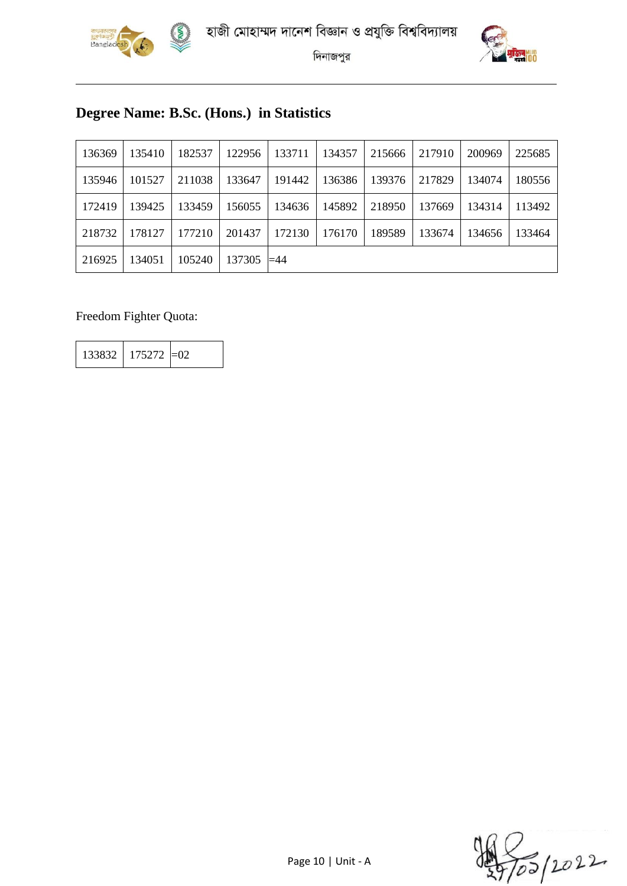হাজী মোহাম্মদ দানেশ বিজ্ঞান ও প্রযুক্তি বিশ্ববিদ্যালয়

দিনাজপুর

## Degree Name: B.Sc. (Hons.) in Statistics

| 136369 | 135410 | 182537 | 122956 | 133711 | 134357 | 215666 | 217910 | 200969 | 225685 |
|---|---|---|---|---|---|---|---|---|---|
| 135946 | 101527 | 211038 | 133647 | 191442 | 136386 | 139376 | 217829 | 134074 | 180556 |
| 172419 | 139425 | 133459 | 156055 | 134636 | 145892 | 218950 | 137669 | 134314 | 113492 |
| 218732 | 178127 | 177210 | 201437 | 172130 | 176170 | 189589 | 133674 | 134656 | 133464 |
| 216925 | 134051 | 105240 | 137305 | =44 | | | | | |

Freedom Fighter Quota:

| 133832 | 175272 | =02 |
|---|---|---|

27/03/2022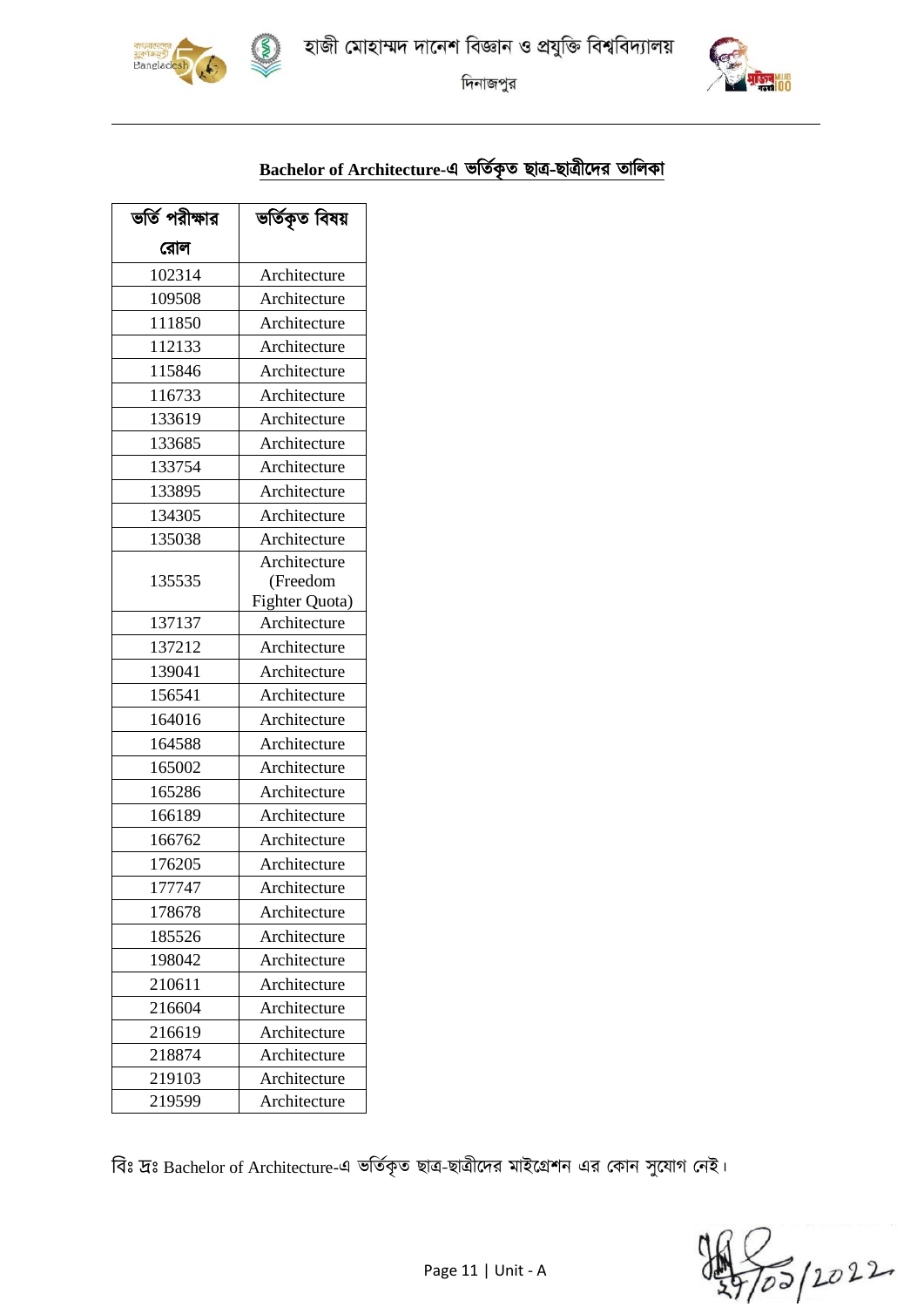হাজী মোহাম্মদ দানেশ বিজ্ঞান ও প্রযুক্তি বিশ্ববিদ্যালয়

দিনাজপুর

## Bachelor of Architecture-এ ভর্তিকৃত ছাত্র-ছাত্রীদের তালিকা

| ভর্তি পরীক্ষার রোল | ভর্তিকৃত বিষয় |
|---|---|
| 102314 | Architecture |
| 109508 | Architecture |
| 111850 | Architecture |
| 112133 | Architecture |
| 115846 | Architecture |
| 116733 | Architecture |
| 133619 | Architecture |
| 133685 | Architecture |
| 133754 | Architecture |
| 133895 | Architecture |
| 134305 | Architecture |
| 135038 | Architecture |
| 135535 | Architecture (Freedom Fighter Quota) |
| 137137 | Architecture |
| 137212 | Architecture |
| 139041 | Architecture |
| 156541 | Architecture |
| 164016 | Architecture |
| 164588 | Architecture |
| 165002 | Architecture |
| 165286 | Architecture |
| 166189 | Architecture |
| 166762 | Architecture |
| 176205 | Architecture |
| 177747 | Architecture |
| 178678 | Architecture |
| 185526 | Architecture |
| 198042 | Architecture |
| 210611 | Architecture |
| 216604 | Architecture |
| 216619 | Architecture |
| 218874 | Architecture |
| 219103 | Architecture |
| 219599 | Architecture |

বিঃ দ্রঃ Bachelor of Architecture-এ ভর্তিকৃত ছাত্র-ছাত্রীদের মাইগ্রেশন এর কোন সুযোগ নেই।

২৭/০২/2022